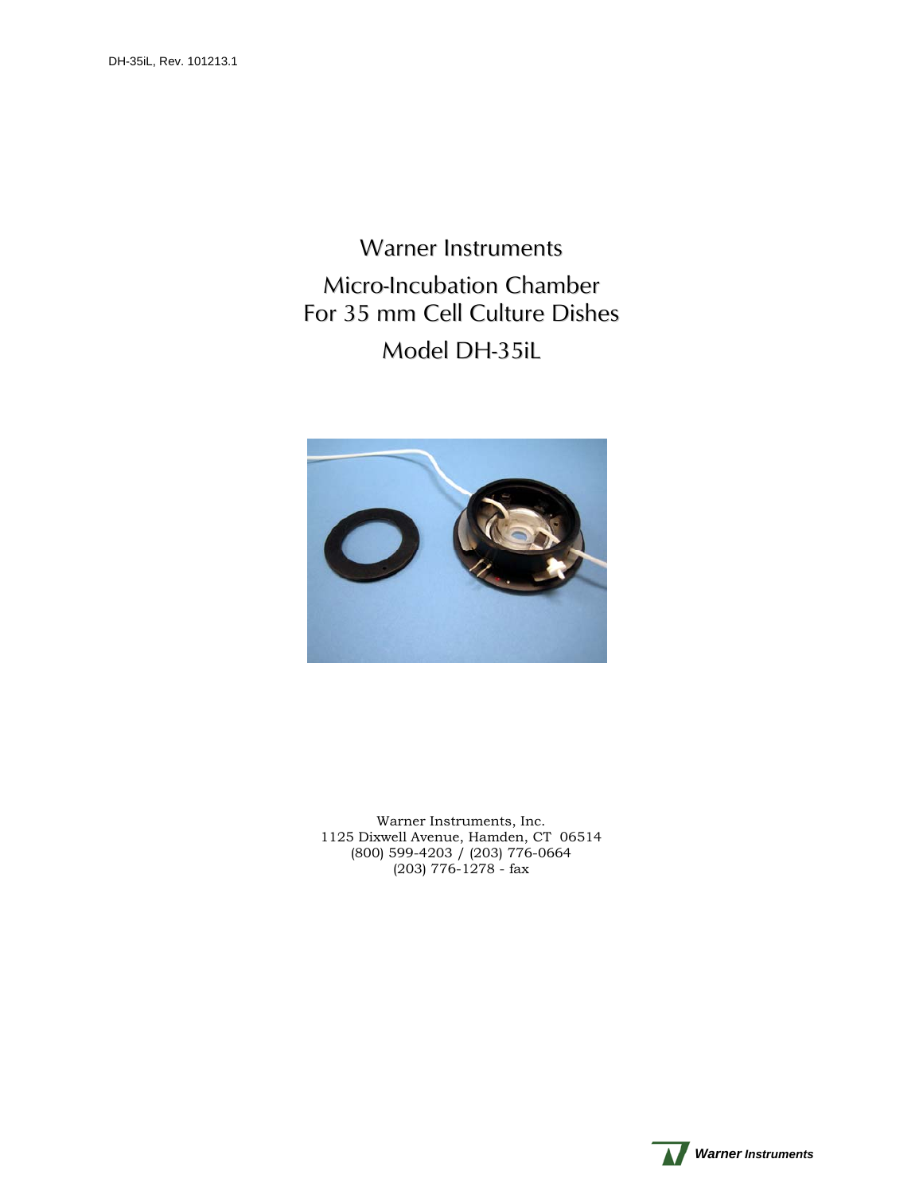DH-35iL, Rev. 101213.1

# Warner Instruments

# Micro-Incubation Chamber For 35 mm Cell Culture Dishes

# Model DH-35iL

Warner Instruments, Inc.
1125 Dixwell Avenue, Hamden, CT 06514
(800) 599-4203 / (203) 776-0664
(203) 776-1278 - fax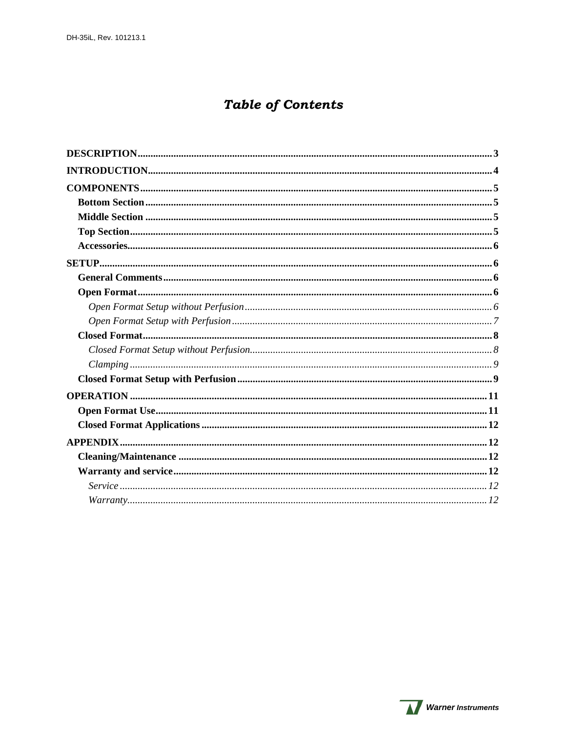# *Table of Contents*

**DESCRIPTION** ........ 3

**INTRODUCTION** ........ 4

**COMPONENTS** ........ 5

- **Bottom Section** ........ 5
- **Middle Section** ........ 5
- **Top Section** ........ 5
- **Accessories** ........ 6

**SETUP** ........ 6

- **General Comments** ........ 6
- **Open Format** ........ 6
  - *Open Format Setup without Perfusion* ........ 6
  - *Open Format Setup with Perfusion* ........ 7
- **Closed Format** ........ 8
  - *Closed Format Setup without Perfusion* ........ 8
  - *Clamping* ........ 9
- **Closed Format Setup with Perfusion** ........ 9

**OPERATION** ........ 11

- **Open Format Use** ........ 11
- **Closed Format Applications** ........ 12

**APPENDIX** ........ 12

- **Cleaning/Maintenance** ........ 12
- **Warranty and service** ........ 12
  - *Service* ........ 12
  - *Warranty* ........ 12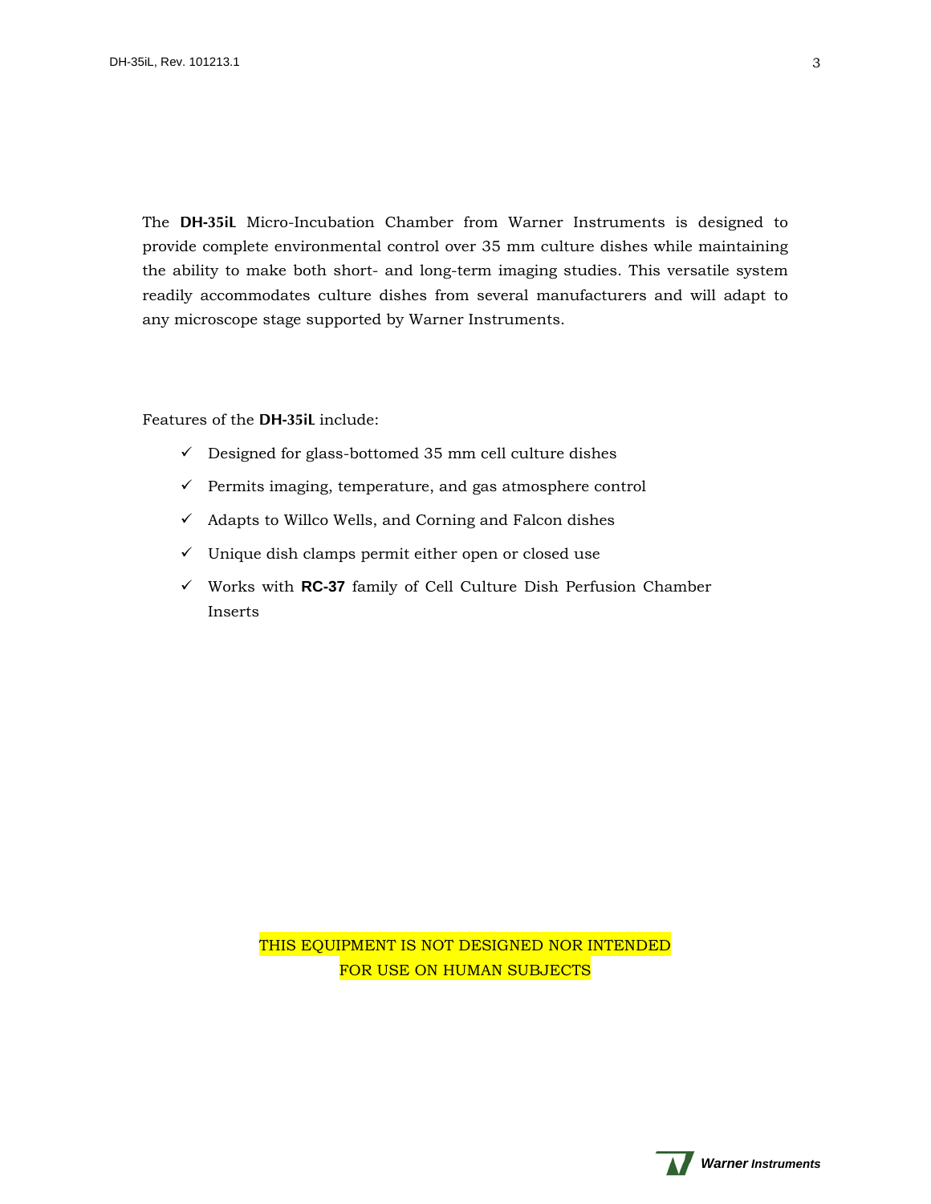The **DH-35iL** Micro-Incubation Chamber from Warner Instruments is designed to provide complete environmental control over 35 mm culture dishes while maintaining the ability to make both short- and long-term imaging studies. This versatile system readily accommodates culture dishes from several manufacturers and will adapt to any microscope stage supported by Warner Instruments.

Features of the **DH-35iL** include:

- ✓ Designed for glass-bottomed 35 mm cell culture dishes
- ✓ Permits imaging, temperature, and gas atmosphere control
- ✓ Adapts to Willco Wells, and Corning and Falcon dishes
- ✓ Unique dish clamps permit either open or closed use
- ✓ Works with **RC-37** family of Cell Culture Dish Perfusion Chamber Inserts

THIS EQUIPMENT IS NOT DESIGNED NOR INTENDED FOR USE ON HUMAN SUBJECTS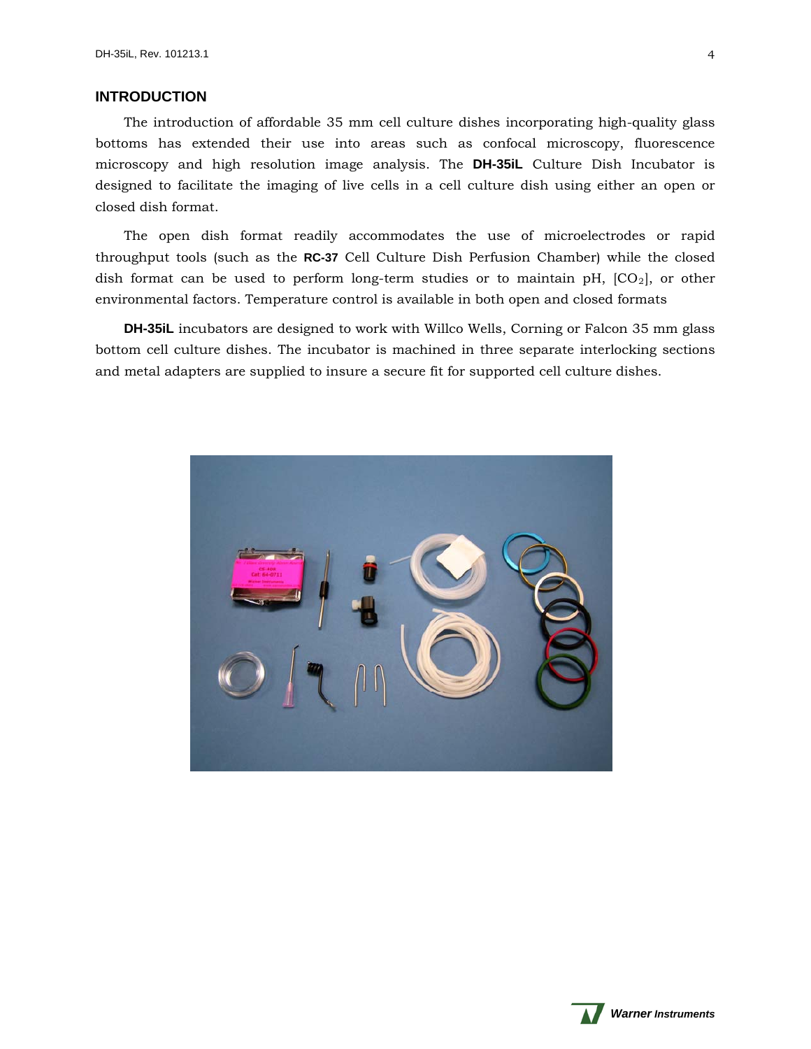## INTRODUCTION

The introduction of affordable 35 mm cell culture dishes incorporating high-quality glass bottoms has extended their use into areas such as confocal microscopy, fluorescence microscopy and high resolution image analysis. The **DH-35iL** Culture Dish Incubator is designed to facilitate the imaging of live cells in a cell culture dish using either an open or closed dish format.

The open dish format readily accommodates the use of microelectrodes or rapid throughput tools (such as the **RC-37** Cell Culture Dish Perfusion Chamber) while the closed dish format can be used to perform long-term studies or to maintain pH, [$CO_2$], or other environmental factors. Temperature control is available in both open and closed formats

**DH-35iL** incubators are designed to work with Willco Wells, Corning or Falcon 35 mm glass bottom cell culture dishes. The incubator is machined in three separate interlocking sections and metal adapters are supplied to insure a secure fit for supported cell culture dishes.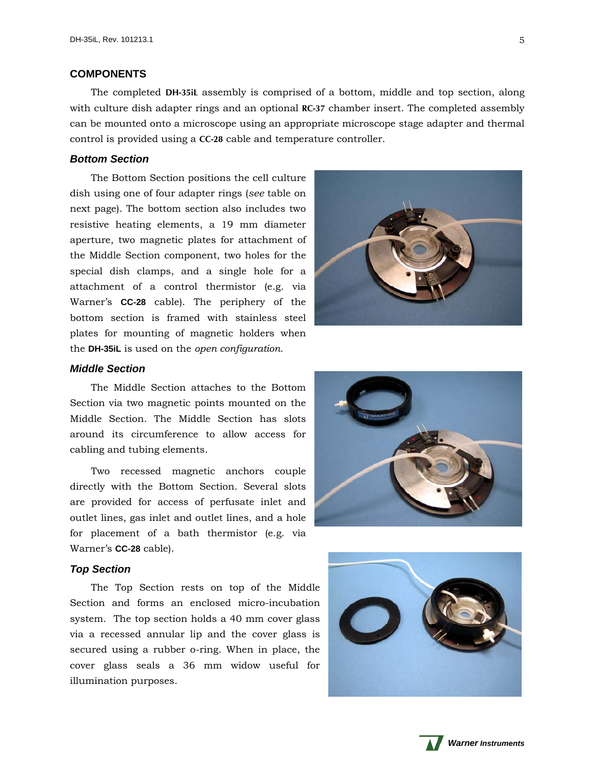## COMPONENTS

The completed **DH-35iL** assembly is comprised of a bottom, middle and top section, along with culture dish adapter rings and an optional **RC-37** chamber insert. The completed assembly can be mounted onto a microscope using an appropriate microscope stage adapter and thermal control is provided using a **CC-28** cable and temperature controller.

### *Bottom Section*

The Bottom Section positions the cell culture dish using one of four adapter rings (*see* table on next page). The bottom section also includes two resistive heating elements, a 19 mm diameter aperture, two magnetic plates for attachment of the Middle Section component, two holes for the special dish clamps, and a single hole for a attachment of a control thermistor (e.g. via Warner's **CC-28** cable). The periphery of the bottom section is framed with stainless steel plates for mounting of magnetic holders when the **DH-35iL** is used on the *open configuration*.

### *Middle Section*

The Middle Section attaches to the Bottom Section via two magnetic points mounted on the Middle Section. The Middle Section has slots around its circumference to allow access for cabling and tubing elements.

Two recessed magnetic anchors couple directly with the Bottom Section. Several slots are provided for access of perfusate inlet and outlet lines, gas inlet and outlet lines, and a hole for placement of a bath thermistor (e.g. via Warner's **CC-28** cable).

### *Top Section*

The Top Section rests on top of the Middle Section and forms an enclosed micro-incubation system. The top section holds a 40 mm cover glass via a recessed annular lip and the cover glass is secured using a rubber o-ring. When in place, the cover glass seals a 36 mm widow useful for illumination purposes.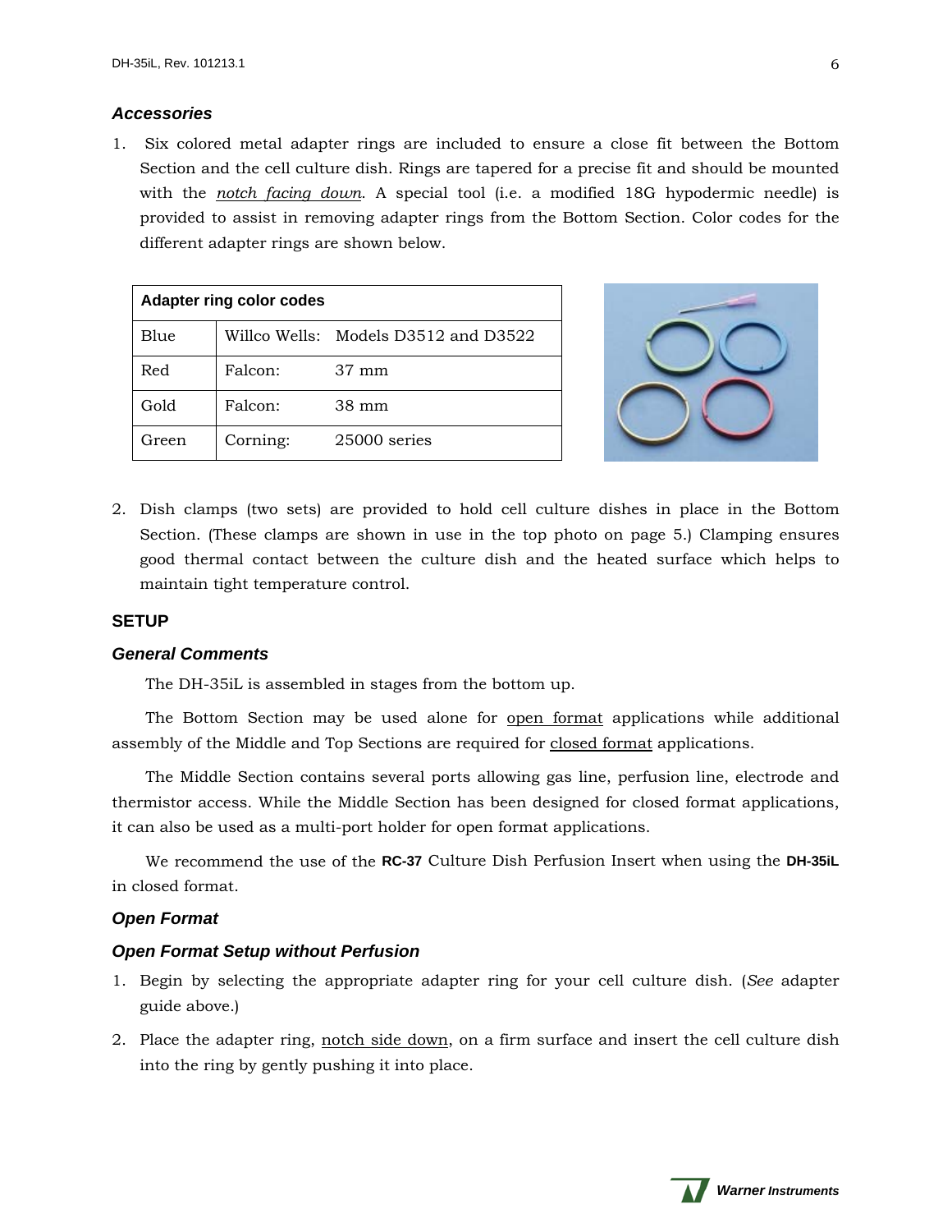### *Accessories*

1. Six colored metal adapter rings are included to ensure a close fit between the Bottom Section and the cell culture dish. Rings are tapered for a precise fit and should be mounted with the *notch facing down*. A special tool (i.e. a modified 18G hypodermic needle) is provided to assist in removing adapter rings from the Bottom Section. Color codes for the different adapter rings are shown below.

| **Adapter ring color codes** | | |
|---|---|---|
| Blue | Willco Wells: | Models D3512 and D3522 |
| Red | Falcon: | 37 mm |
| Gold | Falcon: | 38 mm |
| Green | Corning: | 25000 series |

2. Dish clamps (two sets) are provided to hold cell culture dishes in place in the Bottom Section. (These clamps are shown in use in the top photo on page 5.) Clamping ensures good thermal contact between the culture dish and the heated surface which helps to maintain tight temperature control.

## SETUP

### *General Comments*

The DH-35iL is assembled in stages from the bottom up.

The Bottom Section may be used alone for open format applications while additional assembly of the Middle and Top Sections are required for closed format applications.

The Middle Section contains several ports allowing gas line, perfusion line, electrode and thermistor access. While the Middle Section has been designed for closed format applications, it can also be used as a multi-port holder for open format applications.

We recommend the use of the **RC-37** Culture Dish Perfusion Insert when using the **DH-35iL** in closed format.

### *Open Format*

### *Open Format Setup without Perfusion*

1. Begin by selecting the appropriate adapter ring for your cell culture dish. (*See* adapter guide above.)
2. Place the adapter ring, notch side down, on a firm surface and insert the cell culture dish into the ring by gently pushing it into place.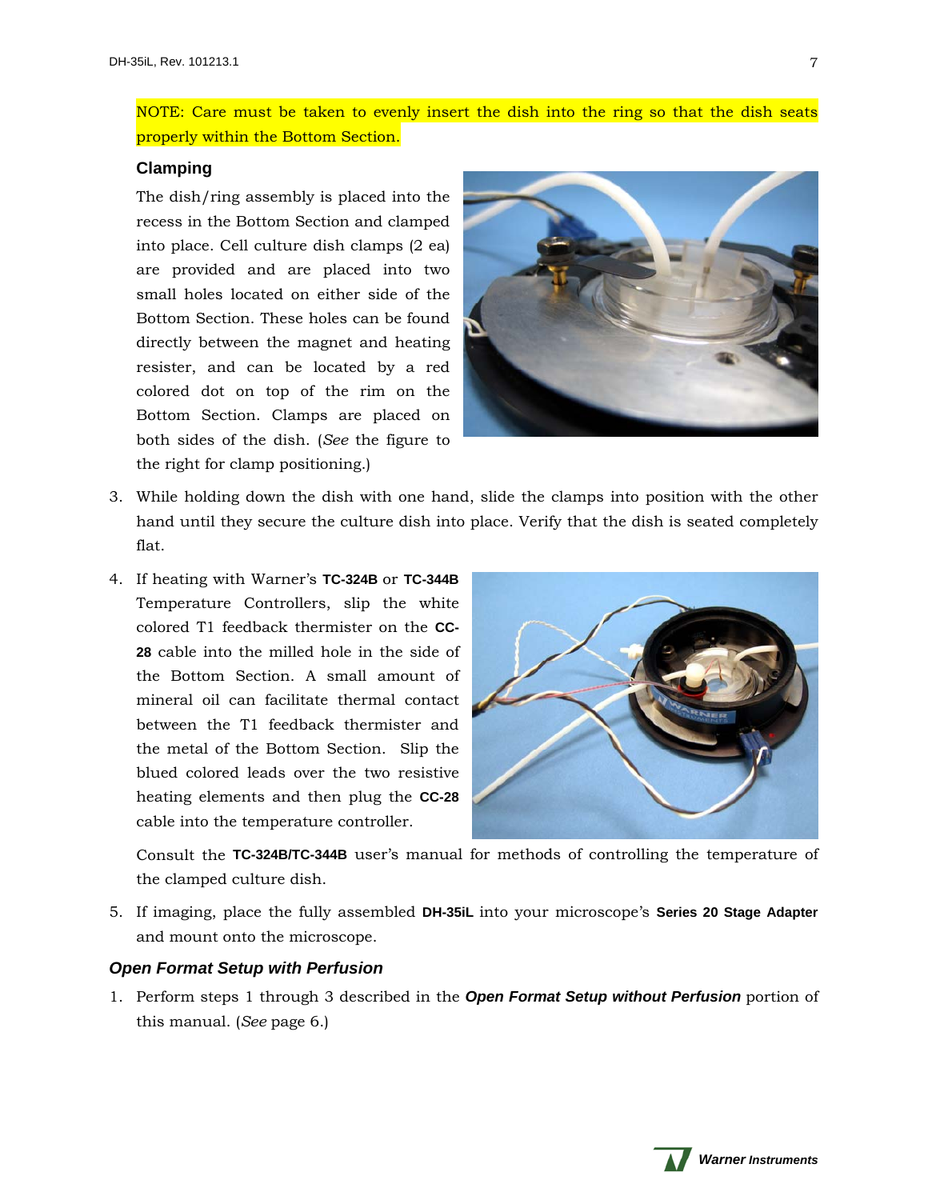NOTE: Care must be taken to evenly insert the dish into the ring so that the dish seats properly within the Bottom Section.

### Clamping

The dish/ring assembly is placed into the recess in the Bottom Section and clamped into place. Cell culture dish clamps (2 ea) are provided and are placed into two small holes located on either side of the Bottom Section. These holes can be found directly between the magnet and heating resister, and can be located by a red colored dot on top of the rim on the Bottom Section. Clamps are placed on both sides of the dish. (*See* the figure to the right for clamp positioning.)

3. While holding down the dish with one hand, slide the clamps into position with the other hand until they secure the culture dish into place. Verify that the dish is seated completely flat.

4. If heating with Warner's **TC-324B** or **TC-344B** Temperature Controllers, slip the white colored T1 feedback thermister on the **CC-28** cable into the milled hole in the side of the Bottom Section. A small amount of mineral oil can facilitate thermal contact between the T1 feedback thermister and the metal of the Bottom Section. Slip the blued colored leads over the two resistive heating elements and then plug the **CC-28** cable into the temperature controller.

   Consult the **TC-324B/TC-344B** user's manual for methods of controlling the temperature of the clamped culture dish.

5. If imaging, place the fully assembled **DH-35iL** into your microscope's **Series 20 Stage Adapter** and mount onto the microscope.

### *Open Format Setup with Perfusion*

1. Perform steps 1 through 3 described in the ***Open Format Setup without Perfusion*** portion of this manual. (*See* page 6.)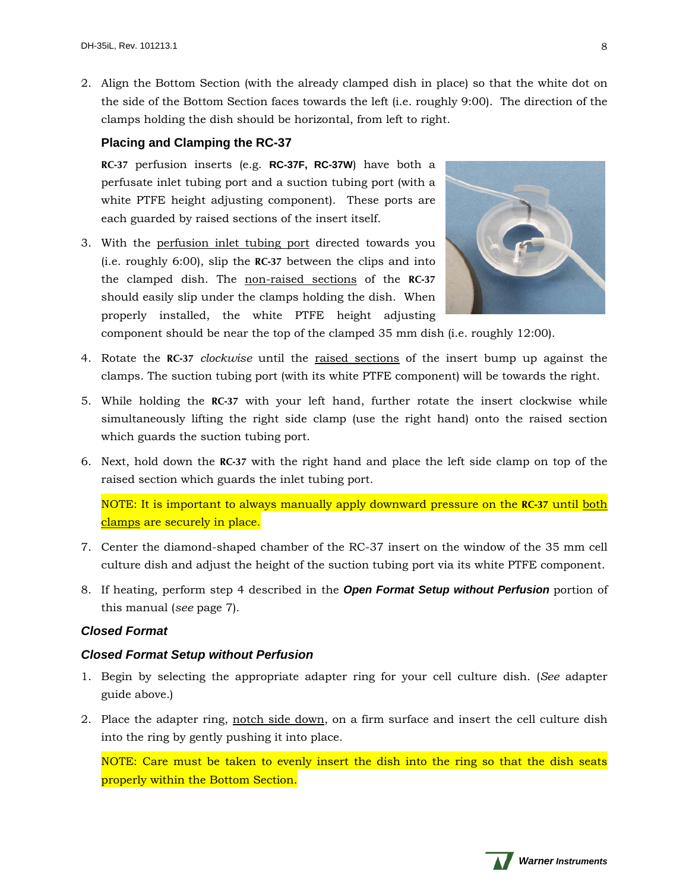2. Align the Bottom Section (with the already clamped dish in place) so that the white dot on the side of the Bottom Section faces towards the left (i.e. roughly 9:00). The direction of the clamps holding the dish should be horizontal, from left to right.

### Placing and Clamping the RC-37

**RC-37** perfusion inserts (e.g. **RC-37F, RC-37W**) have both a perfusate inlet tubing port and a suction tubing port (with a white PTFE height adjusting component). These ports are each guarded by raised sections of the insert itself.

3. With the perfusion inlet tubing port directed towards you (i.e. roughly 6:00), slip the **RC-37** between the clips and into the clamped dish. The non-raised sections of the **RC-37** should easily slip under the clamps holding the dish. When properly installed, the white PTFE height adjusting component should be near the top of the clamped 35 mm dish (i.e. roughly 12:00).

4. Rotate the **RC-37** *clockwise* until the raised sections of the insert bump up against the clamps. The suction tubing port (with its white PTFE component) will be towards the right.

5. While holding the **RC-37** with your left hand, further rotate the insert clockwise while simultaneously lifting the right side clamp (use the right hand) onto the raised section which guards the suction tubing port.

6. Next, hold down the **RC-37** with the right hand and place the left side clamp on top of the raised section which guards the inlet tubing port.

   NOTE: It is important to always manually apply downward pressure on the **RC-37** until both clamps are securely in place.

7. Center the diamond-shaped chamber of the RC-37 insert on the window of the 35 mm cell culture dish and adjust the height of the suction tubing port via its white PTFE component.

8. If heating, perform step 4 described in the ***Open Format Setup without Perfusion*** portion of this manual (*see* page 7).

### *Closed Format*

### *Closed Format Setup without Perfusion*

1. Begin by selecting the appropriate adapter ring for your cell culture dish. (*See* adapter guide above.)

2. Place the adapter ring, notch side down, on a firm surface and insert the cell culture dish into the ring by gently pushing it into place.

   NOTE: Care must be taken to evenly insert the dish into the ring so that the dish seats properly within the Bottom Section.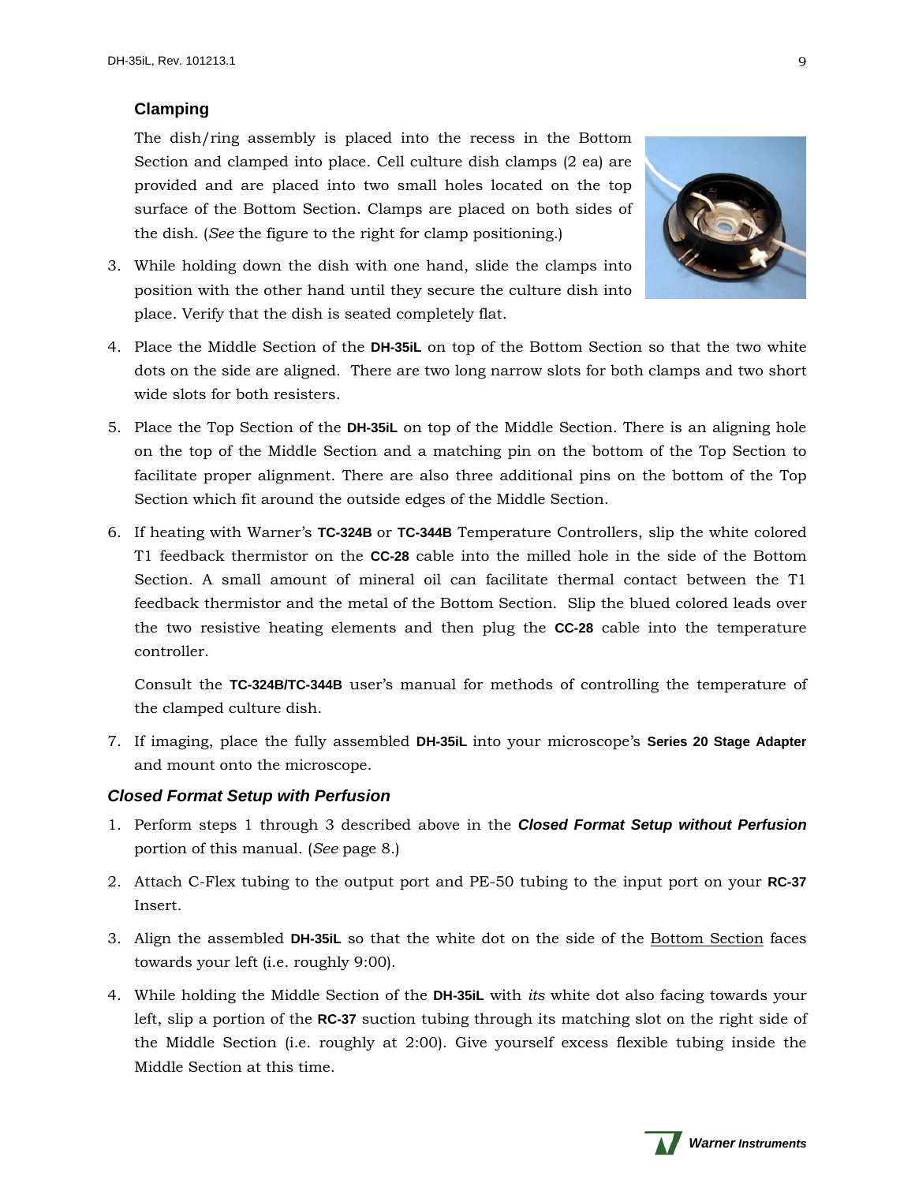### Clamping

The dish/ring assembly is placed into the recess in the Bottom Section and clamped into place. Cell culture dish clamps (2 ea) are provided and are placed into two small holes located on the top surface of the Bottom Section. Clamps are placed on both sides of the dish. (*See* the figure to the right for clamp positioning.)

3. While holding down the dish with one hand, slide the clamps into position with the other hand until they secure the culture dish into place. Verify that the dish is seated completely flat.

4. Place the Middle Section of the **DH-35iL** on top of the Bottom Section so that the two white dots on the side are aligned. There are two long narrow slots for both clamps and two short wide slots for both resisters.

5. Place the Top Section of the **DH-35iL** on top of the Middle Section. There is an aligning hole on the top of the Middle Section and a matching pin on the bottom of the Top Section to facilitate proper alignment. There are also three additional pins on the bottom of the Top Section which fit around the outside edges of the Middle Section.

6. If heating with Warner's **TC-324B** or **TC-344B** Temperature Controllers, slip the white colored T1 feedback thermistor on the **CC-28** cable into the milled hole in the side of the Bottom Section. A small amount of mineral oil can facilitate thermal contact between the T1 feedback thermistor and the metal of the Bottom Section. Slip the blued colored leads over the two resistive heating elements and then plug the **CC-28** cable into the temperature controller.

   Consult the **TC-324B/TC-344B** user's manual for methods of controlling the temperature of the clamped culture dish.

7. If imaging, place the fully assembled **DH-35iL** into your microscope's **Series 20 Stage Adapter** and mount onto the microscope.

### *Closed Format Setup with Perfusion*

1. Perform steps 1 through 3 described above in the ***Closed Format Setup without Perfusion*** portion of this manual. (*See* page 8.)

2. Attach C-Flex tubing to the output port and PE-50 tubing to the input port on your **RC-37** Insert.

3. Align the assembled **DH-35iL** so that the white dot on the side of the Bottom Section faces towards your left (i.e. roughly 9:00).

4. While holding the Middle Section of the **DH-35iL** with *its* white dot also facing towards your left, slip a portion of the **RC-37** suction tubing through its matching slot on the right side of the Middle Section (i.e. roughly at 2:00). Give yourself excess flexible tubing inside the Middle Section at this time.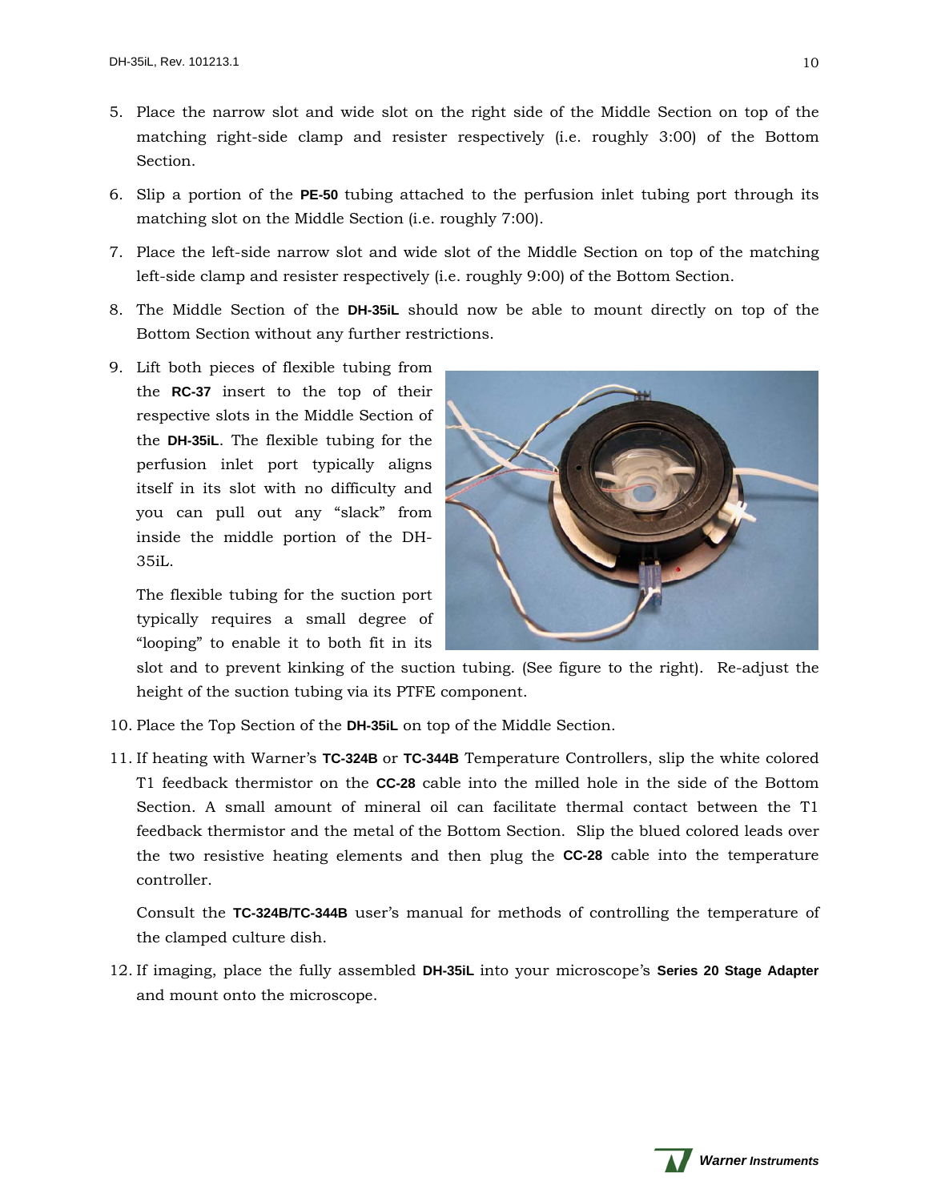5. Place the narrow slot and wide slot on the right side of the Middle Section on top of the matching right-side clamp and resister respectively (i.e. roughly 3:00) of the Bottom Section.

6. Slip a portion of the **PE-50** tubing attached to the perfusion inlet tubing port through its matching slot on the Middle Section (i.e. roughly 7:00).

7. Place the left-side narrow slot and wide slot of the Middle Section on top of the matching left-side clamp and resister respectively (i.e. roughly 9:00) of the Bottom Section.

8. The Middle Section of the **DH-35iL** should now be able to mount directly on top of the Bottom Section without any further restrictions.

9. Lift both pieces of flexible tubing from the **RC-37** insert to the top of their respective slots in the Middle Section of the **DH-35iL**. The flexible tubing for the perfusion inlet port typically aligns itself in its slot with no difficulty and you can pull out any "slack" from inside the middle portion of the DH-35iL.

   The flexible tubing for the suction port typically requires a small degree of "looping" to enable it to both fit in its slot and to prevent kinking of the suction tubing. (See figure to the right). Re-adjust the height of the suction tubing via its PTFE component.

10. Place the Top Section of the **DH-35iL** on top of the Middle Section.

11. If heating with Warner's **TC-324B** or **TC-344B** Temperature Controllers, slip the white colored T1 feedback thermistor on the **CC-28** cable into the milled hole in the side of the Bottom Section. A small amount of mineral oil can facilitate thermal contact between the T1 feedback thermistor and the metal of the Bottom Section. Slip the blued colored leads over the two resistive heating elements and then plug the **CC-28** cable into the temperature controller.

    Consult the **TC-324B/TC-344B** user's manual for methods of controlling the temperature of the clamped culture dish.

12. If imaging, place the fully assembled **DH-35iL** into your microscope's **Series 20 Stage Adapter** and mount onto the microscope.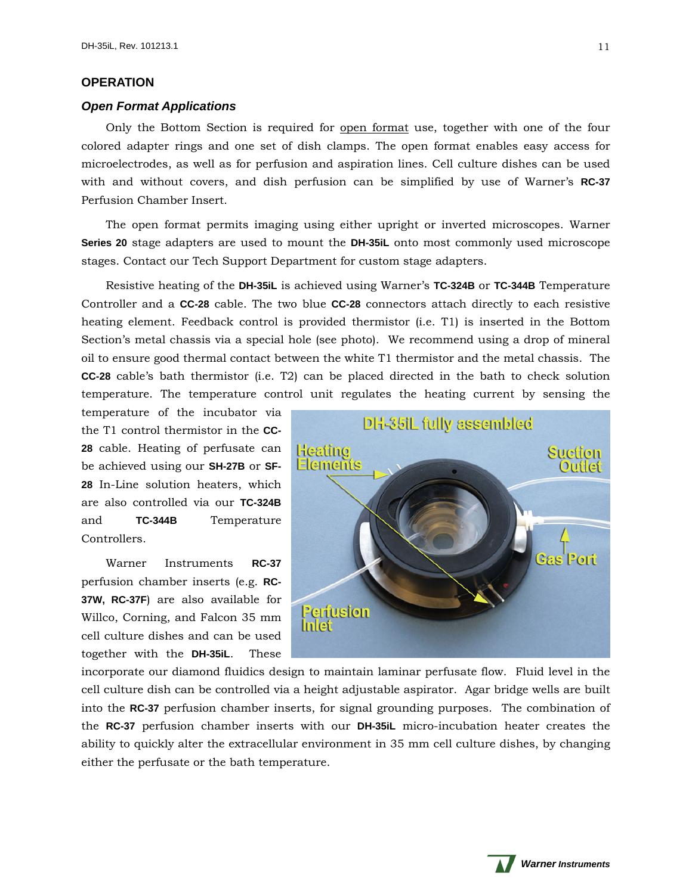## OPERATION

### *Open Format Applications*

Only the Bottom Section is required for open format use, together with one of the four colored adapter rings and one set of dish clamps. The open format enables easy access for microelectrodes, as well as for perfusion and aspiration lines. Cell culture dishes can be used with and without covers, and dish perfusion can be simplified by use of Warner's **RC-37** Perfusion Chamber Insert.

The open format permits imaging using either upright or inverted microscopes. Warner **Series 20** stage adapters are used to mount the **DH-35iL** onto most commonly used microscope stages. Contact our Tech Support Department for custom stage adapters.

Resistive heating of the **DH-35iL** is achieved using Warner's **TC-324B** or **TC-344B** Temperature Controller and a **CC-28** cable. The two blue **CC-28** connectors attach directly to each resistive heating element. Feedback control is provided thermistor (i.e. T1) is inserted in the Bottom Section's metal chassis via a special hole (see photo). We recommend using a drop of mineral oil to ensure good thermal contact between the white T1 thermistor and the metal chassis. The **CC-28** cable's bath thermistor (i.e. T2) can be placed directed in the bath to check solution temperature. The temperature control unit regulates the heating current by sensing the temperature of the incubator via the T1 control thermistor in the **CC-28** cable. Heating of perfusate can be achieved using our **SH-27B** or **SF-28** In-Line solution heaters, which are also controlled via our **TC-324B** and **TC-344B** Temperature Controllers.

Warner Instruments **RC-37** perfusion chamber inserts (e.g. **RC-37W, RC-37F**) are also available for Willco, Corning, and Falcon 35 mm cell culture dishes and can be used together with the **DH-35iL**. These incorporate our diamond fluidics design to maintain laminar perfusate flow. Fluid level in the cell culture dish can be controlled via a height adjustable aspirator. Agar bridge wells are built into the **RC-37** perfusion chamber inserts, for signal grounding purposes. The combination of the **RC-37** perfusion chamber inserts with our **DH-35iL** micro-incubation heater creates the ability to quickly alter the extracellular environment in 35 mm cell culture dishes, by changing either the perfusate or the bath temperature.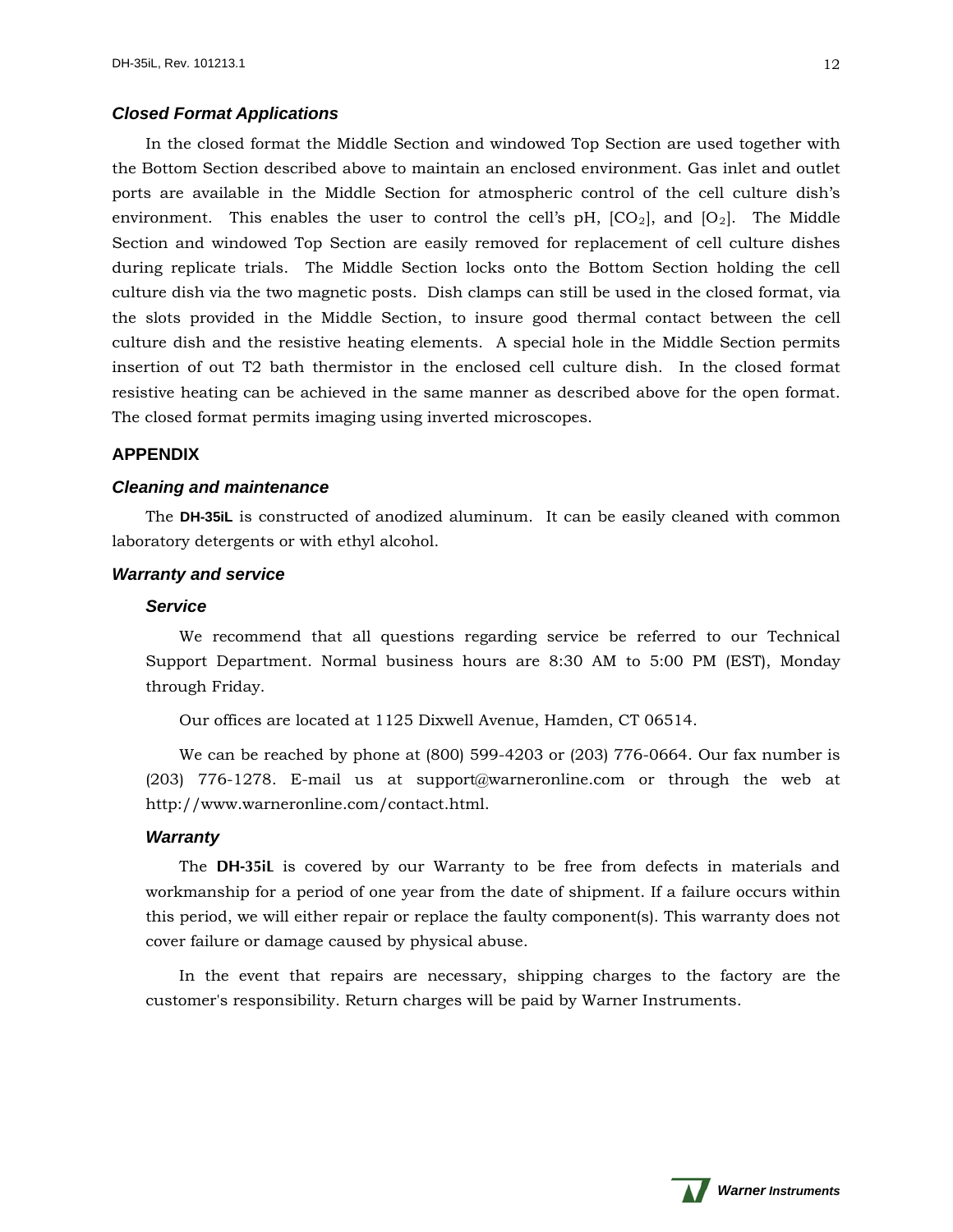### *Closed Format Applications*

In the closed format the Middle Section and windowed Top Section are used together with the Bottom Section described above to maintain an enclosed environment. Gas inlet and outlet ports are available in the Middle Section for atmospheric control of the cell culture dish's environment. This enables the user to control the cell's pH, [$CO_2$], and [$O_2$]. The Middle Section and windowed Top Section are easily removed for replacement of cell culture dishes during replicate trials. The Middle Section locks onto the Bottom Section holding the cell culture dish via the two magnetic posts. Dish clamps can still be used in the closed format, via the slots provided in the Middle Section, to insure good thermal contact between the cell culture dish and the resistive heating elements. A special hole in the Middle Section permits insertion of out T2 bath thermistor in the enclosed cell culture dish. In the closed format resistive heating can be achieved in the same manner as described above for the open format. The closed format permits imaging using inverted microscopes.

## APPENDIX

### *Cleaning and maintenance*

The **DH-35iL** is constructed of anodized aluminum. It can be easily cleaned with common laboratory detergents or with ethyl alcohol.

### *Warranty and service*

#### *Service*

We recommend that all questions regarding service be referred to our Technical Support Department. Normal business hours are 8:30 AM to 5:00 PM (EST), Monday through Friday.

Our offices are located at 1125 Dixwell Avenue, Hamden, CT 06514.

We can be reached by phone at (800) 599-4203 or (203) 776-0664. Our fax number is (203) 776-1278. E-mail us at support@warneronline.com or through the web at http://www.warneronline.com/contact.html.

#### *Warranty*

The **DH-35iL** is covered by our Warranty to be free from defects in materials and workmanship for a period of one year from the date of shipment. If a failure occurs within this period, we will either repair or replace the faulty component(s). This warranty does not cover failure or damage caused by physical abuse.

In the event that repairs are necessary, shipping charges to the factory are the customer's responsibility. Return charges will be paid by Warner Instruments.